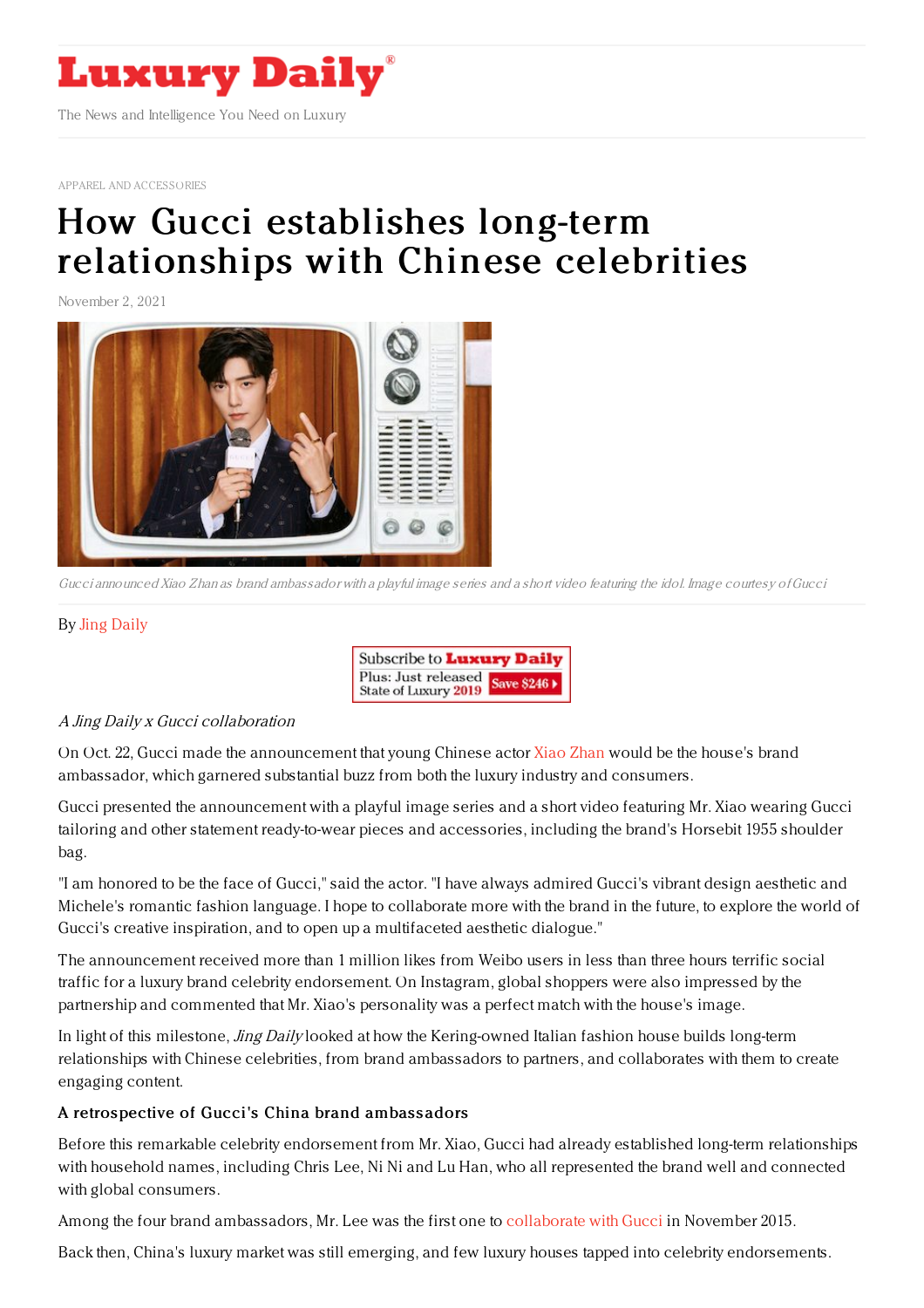APPAREL AND ACCESSORIES

# How Gucci establishes long-term relationships with Chinese celebrities

November 2, 2021

*Gucci announced Xiao Zhan as brand ambassador with a playful image series and a short video featuring the idol. Image courtesy of Gucci*

By Jing Daily

*A Jing Daily x Gucci collaboration*

On Oct. 22, Gucci made the announcement that young Chinese actor Xiao Zhan would be the house's brand ambassador, which garnered substantial buzz from both the luxury industry and consumers.

Gucci presented the announcement with a playful image series and a short video featuring Mr. Xiao wearing Gucci tailoring and other statement ready-to-wear pieces and accessories, including the brand's Horsebit 1955 shoulder bag.

"I am honored to be the face of Gucci," said the actor. "I have always admired Gucci's vibrant design aesthetic and Michele's romantic fashion language. I hope to collaborate more with the brand in the future, to explore the world of Gucci's creative inspiration, and to open up a multifaceted aesthetic dialogue."

The announcement received more than 1 million likes from Weibo users in less than three hours terrific social traffic for a luxury brand celebrity endorsement. On Instagram, global shoppers were also impressed by the partnership and commented that Mr. Xiao's personality was a perfect match with the house's image.

In light of this milestone, *Jing Daily* looked at how the Kering-owned Italian fashion house builds long-term relationships with Chinese celebrities, from brand ambassadors to partners, and collaborates with them to create engaging content.

**A retrospective of Gucci's China brand ambassadors**

Before this remarkable celebrity endorsement from Mr. Xiao, Gucci had already established long-term relationships with household names, including Chris Lee, Ni Ni and Lu Han, who all represented the brand well and connected with global consumers.

Among the four brand ambassadors, Mr. Lee was the first one to collaborate with Gucci in November 2015.

Back then, China's luxury market was still emerging, and few luxury houses tapped into celebrity endorsements.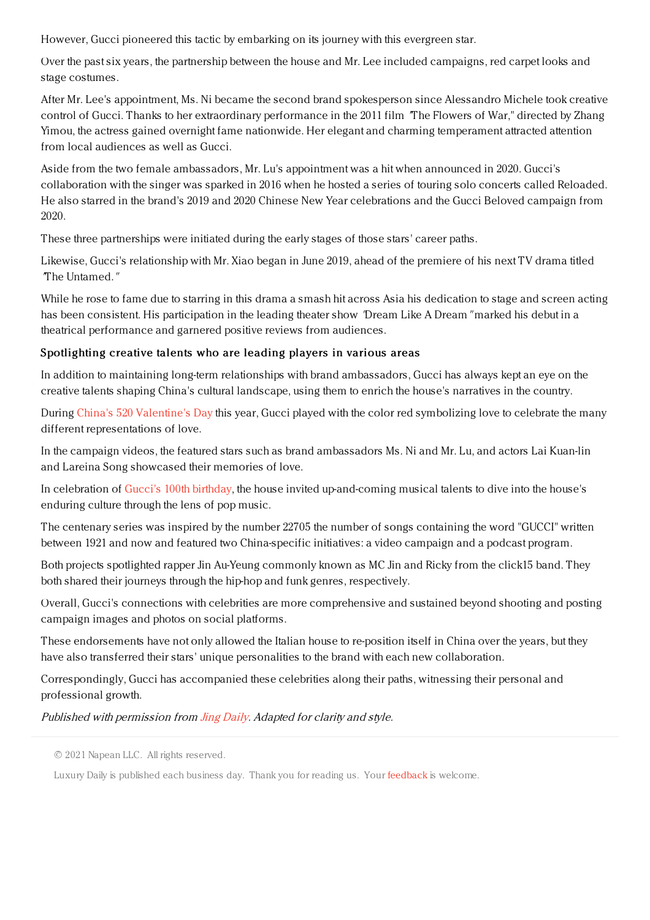However, Gucci pioneered this tactic by embarking on its journey with this evergreen star.

Over the past six years, the partnership between the house and Mr. Lee included campaigns, red carpet looks and stage costumes.

After Mr. Lee's appointment, Ms. Ni became the second brand spokesperson since Alessandro Michele took creative control of Gucci. Thanks to her extraordinary performance in the 2011 film "The Flowers of War," directed by Zhang Yimou, the actress gained overnight fame nationwide. Her elegant and charming temperament attracted attention from local audiences as well as Gucci.

Aside from the two female ambassadors, Mr. Lu's appointment was a hit when announced in 2020. Gucci's collaboration with the singer was sparked in 2016 when he hosted a series of touring solo concerts called Reloaded. He also starred in the brand's 2019 and 2020 Chinese New Year celebrations and the Gucci Beloved campaign from 2020.

These three partnerships were initiated during the early stages of those stars' career paths.

Likewise, Gucci's relationship with Mr. Xiao began in June 2019, ahead of the premiere of his next TV drama titled "The Untamed."

While he rose to fame due to starring in this drama a smash hit across Asia his dedication to stage and screen acting has been consistent. His participation in the leading theater show "Dream Like A Dream" marked his debut in a theatrical performance and garnered positive reviews from audiences.

### Spotlighting creative talents who are leading players in various areas

In addition to maintaining long-term relationships with brand ambassadors, Gucci has always kept an eye on the creative talents shaping China's cultural landscape, using them to enrich the house's narratives in the country.

During China's 520 Valentine's Day this year, Gucci played with the color red symbolizing love to celebrate the many different representations of love.

In the campaign videos, the featured stars such as brand ambassadors Ms. Ni and Mr. Lu, and actors Lai Kuan-lin and Lareina Song showcased their memories of love.

In celebration of Gucci's 100th birthday, the house invited up-and-coming musical talents to dive into the house's enduring culture through the lens of pop music.

The centenary series was inspired by the number 22705 the number of songs containing the word "GUCCI" written between 1921 and now and featured two China-specific initiatives: a video campaign and a podcast program.

Both projects spotlighted rapper Jin Au-Yeung commonly known as MC Jin and Ricky from the click15 band. They both shared their journeys through the hip-hop and funk genres, respectively.

Overall, Gucci's connections with celebrities are more comprehensive and sustained beyond shooting and posting campaign images and photos on social platforms.

These endorsements have not only allowed the Italian house to re-position itself in China over the years, but they have also transferred their stars' unique personalities to the brand with each new collaboration.

Correspondingly, Gucci has accompanied these celebrities along their paths, witnessing their personal and professional growth.

*Published with permission from Jing Daily. Adapted for clarity and style.*

© 2021 Napean LLC. All rights reserved.

Luxury Daily is published each business day. Thank you for reading us. Your feedback is welcome.